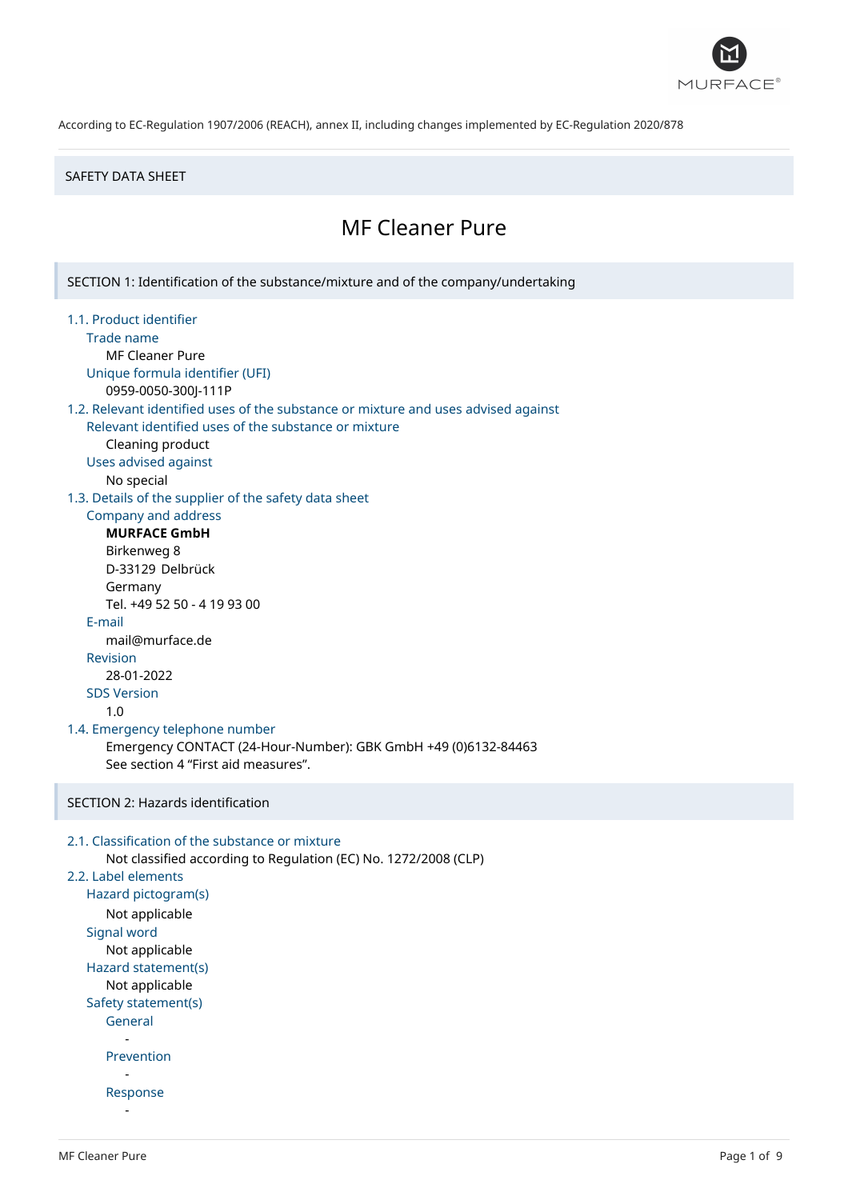According to EC-Regulation 1907/2006 (REACH), annex II, including changes implemented by EC-Regulation 2020/878

SAFETY DATA SHEET

# MF Cleaner Pure

## SECTION 1: Identification of the substance/mixture and of the company/undertaking

### 1.1. Product identifier

Trade name

MF Cleaner Pure

Unique formula identifier (UFI)

0959-0050-300J-111P

### 1.2. Relevant identified uses of the substance or mixture and uses advised against

Relevant identified uses of the substance or mixture

Cleaning product

Uses advised against

No special

### 1.3. Details of the supplier of the safety data sheet

Company and address

**MURFACE GmbH**
Birkenweg 8
D-33129 Delbrück
Germany
Tel. +49 52 50 - 4 19 93 00

E-mail

mail@murface.de

Revision

28-01-2022

SDS Version

1.0

### 1.4. Emergency telephone number

Emergency CONTACT (24-Hour-Number): GBK GmbH +49 (0)6132-84463
See section 4 "First aid measures".

## SECTION 2: Hazards identification

### 2.1. Classification of the substance or mixture

Not classified according to Regulation (EC) No. 1272/2008 (CLP)

### 2.2. Label elements

Hazard pictogram(s)

Not applicable

Signal word

Not applicable

Hazard statement(s)

Not applicable

Safety statement(s)

General

-

Prevention

-

Response

-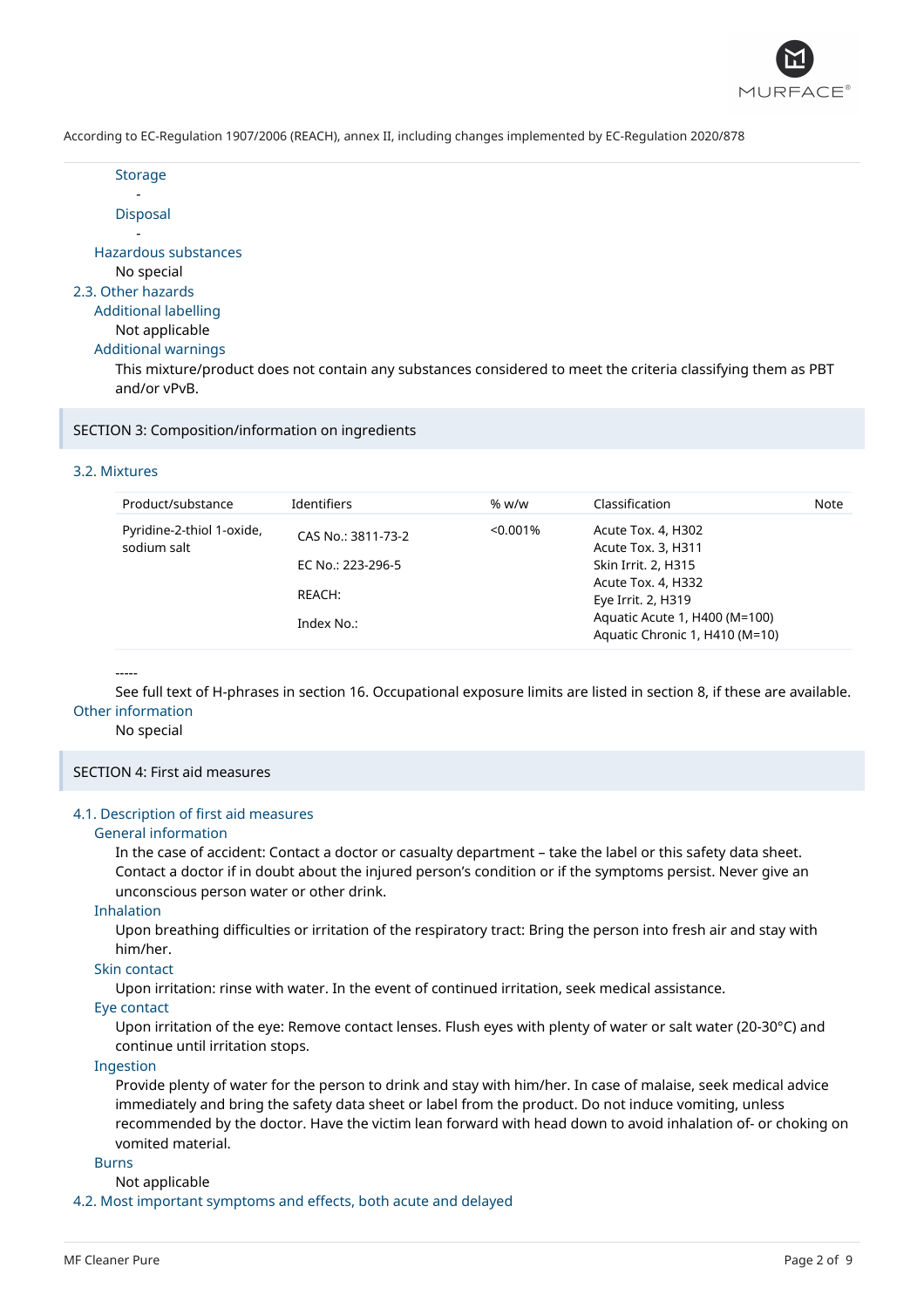According to EC-Regulation 1907/2006 (REACH), annex II, including changes implemented by EC-Regulation 2020/878

#### Storage

-

#### Disposal

-

### Hazardous substances

No special

## 2.3. Other hazards

### Additional labelling

Not applicable

### Additional warnings

This mixture/product does not contain any substances considered to meet the criteria classifying them as PBT and/or vPvB.

# SECTION 3: Composition/information on ingredients

## 3.2. Mixtures

| Product/substance | Identifiers | % w/w | Classification | Note |
|---|---|---|---|---|
| Pyridine-2-thiol 1-oxide, sodium salt | CAS No.: 3811-73-2<br>EC No.: 223-296-5<br>REACH:<br>Index No.: | <0.001% | Acute Tox. 4, H302<br>Acute Tox. 3, H311<br>Skin Irrit. 2, H315<br>Acute Tox. 4, H332<br>Eye Irrit. 2, H319<br>Aquatic Acute 1, H400 (M=100)<br>Aquatic Chronic 1, H410 (M=10) | |

-----

See full text of H-phrases in section 16. Occupational exposure limits are listed in section 8, if these are available.

### Other information

No special

# SECTION 4: First aid measures

## 4.1. Description of first aid measures

### General information

In the case of accident: Contact a doctor or casualty department – take the label or this safety data sheet. Contact a doctor if in doubt about the injured person's condition or if the symptoms persist. Never give an unconscious person water or other drink.

### Inhalation

Upon breathing difficulties or irritation of the respiratory tract: Bring the person into fresh air and stay with him/her.

### Skin contact

Upon irritation: rinse with water. In the event of continued irritation, seek medical assistance.

### Eye contact

Upon irritation of the eye: Remove contact lenses. Flush eyes with plenty of water or salt water (20-30°C) and continue until irritation stops.

### Ingestion

Provide plenty of water for the person to drink and stay with him/her. In case of malaise, seek medical advice immediately and bring the safety data sheet or label from the product. Do not induce vomiting, unless recommended by the doctor. Have the victim lean forward with head down to avoid inhalation of- or choking on vomited material.

### Burns

Not applicable

## 4.2. Most important symptoms and effects, both acute and delayed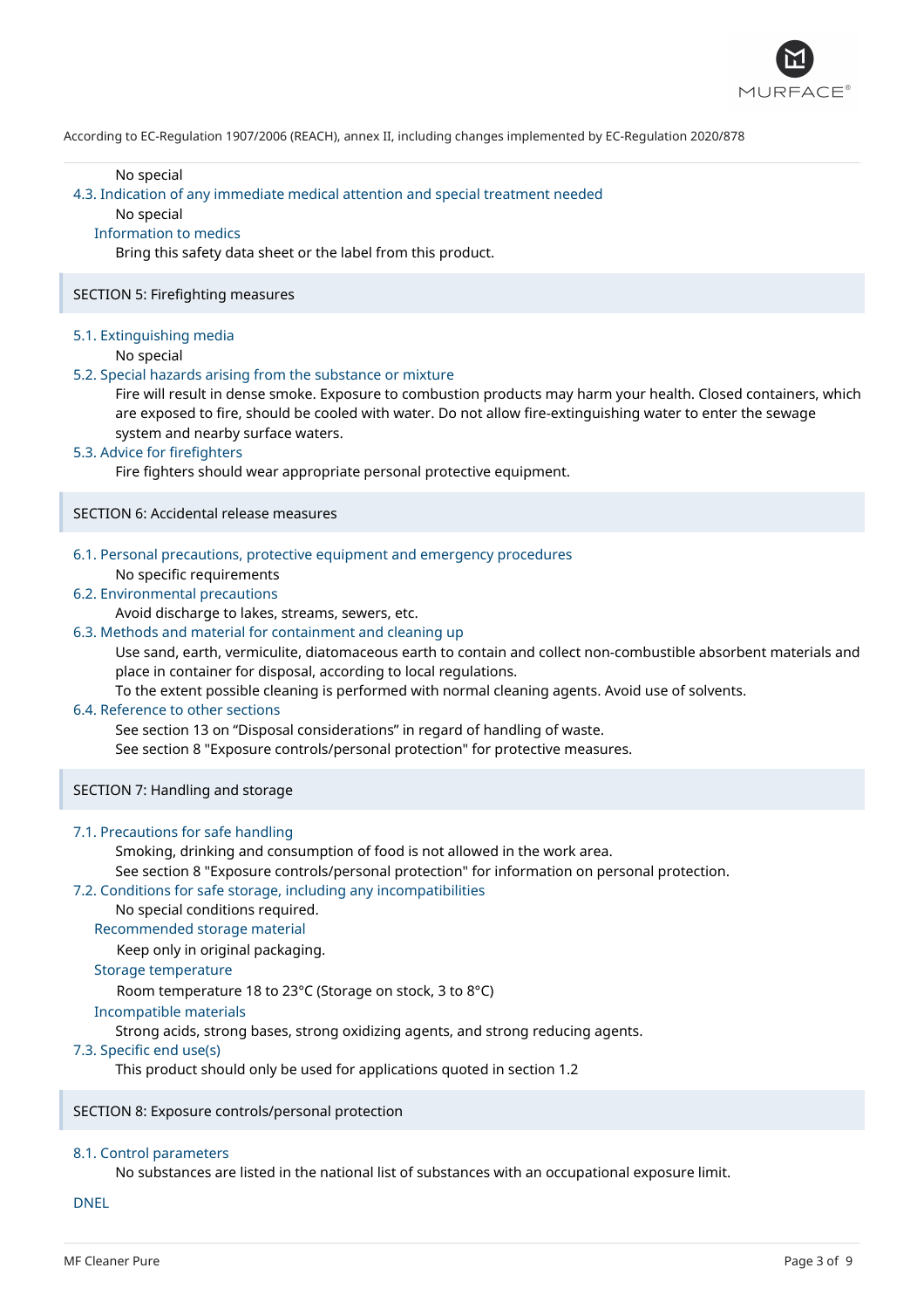No special

### 4.3. Indication of any immediate medical attention and special treatment needed

No special

#### Information to medics

Bring this safety data sheet or the label from this product.

## SECTION 5: Firefighting measures

### 5.1. Extinguishing media

No special

### 5.2. Special hazards arising from the substance or mixture

Fire will result in dense smoke. Exposure to combustion products may harm your health. Closed containers, which are exposed to fire, should be cooled with water. Do not allow fire-extinguishing water to enter the sewage system and nearby surface waters.

### 5.3. Advice for firefighters

Fire fighters should wear appropriate personal protective equipment.

## SECTION 6: Accidental release measures

### 6.1. Personal precautions, protective equipment and emergency procedures

No specific requirements

### 6.2. Environmental precautions

Avoid discharge to lakes, streams, sewers, etc.

### 6.3. Methods and material for containment and cleaning up

Use sand, earth, vermiculite, diatomaceous earth to contain and collect non-combustible absorbent materials and place in container for disposal, according to local regulations.

To the extent possible cleaning is performed with normal cleaning agents. Avoid use of solvents.

### 6.4. Reference to other sections

See section 13 on “Disposal considerations” in regard of handling of waste.

See section 8 "Exposure controls/personal protection" for protective measures.

## SECTION 7: Handling and storage

### 7.1. Precautions for safe handling

Smoking, drinking and consumption of food is not allowed in the work area.

See section 8 "Exposure controls/personal protection" for information on personal protection.

### 7.2. Conditions for safe storage, including any incompatibilities

No special conditions required.

#### Recommended storage material

Keep only in original packaging.

#### Storage temperature

Room temperature 18 to 23°C (Storage on stock, 3 to 8°C)

#### Incompatible materials

Strong acids, strong bases, strong oxidizing agents, and strong reducing agents.

### 7.3. Specific end use(s)

This product should only be used for applications quoted in section 1.2

## SECTION 8: Exposure controls/personal protection

### 8.1. Control parameters

No substances are listed in the national list of substances with an occupational exposure limit.

#### DNEL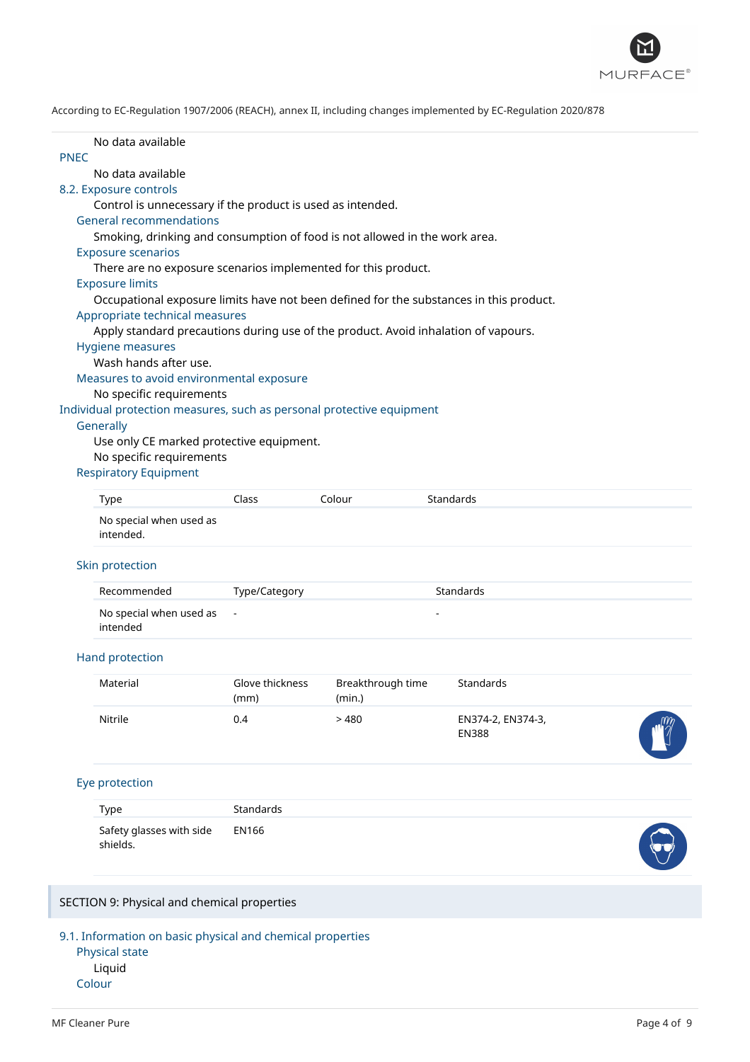No data available

### PNEC

No data available

### 8.2. Exposure controls

Control is unnecessary if the product is used as intended.

#### General recommendations

Smoking, drinking and consumption of food is not allowed in the work area.

#### Exposure scenarios

There are no exposure scenarios implemented for this product.

#### Exposure limits

Occupational exposure limits have not been defined for the substances in this product.

#### Appropriate technical measures

Apply standard precautions during use of the product. Avoid inhalation of vapours.

#### Hygiene measures

Wash hands after use.

#### Measures to avoid environmental exposure

No specific requirements

### Individual protection measures, such as personal protective equipment

#### Generally

Use only CE marked protective equipment.
No specific requirements

#### Respiratory Equipment

| Type | Class | Colour | Standards |
|---|---|---|---|
| No special when used as intended. | | | |

#### Skin protection

| Recommended | Type/Category | Standards |
|---|---|---|
| No special when used as intended | - | - |

#### Hand protection

| Material | Glove thickness (mm) | Breakthrough time (min.) | Standards |
|---|---|---|---|
| Nitrile | 0.4 | > 480 | EN374-2, EN374-3, EN388 |

#### Eye protection

| Type | Standards |
|---|---|
| Safety glasses with side shields. | EN166 |

## SECTION 9: Physical and chemical properties

### 9.1. Information on basic physical and chemical properties

#### Physical state

Liquid

#### Colour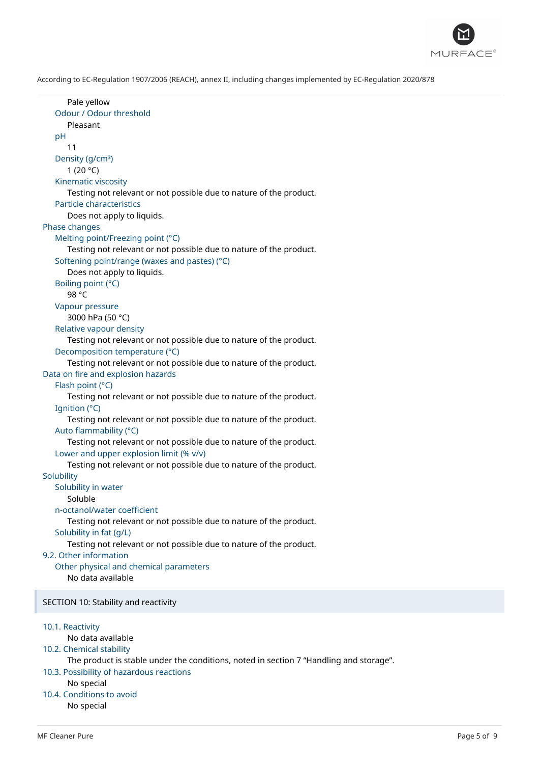Pale yellow

Odour / Odour threshold

Pleasant

pH

11

Density (g/cm³)

1 (20 °C)

Kinematic viscosity

Testing not relevant or not possible due to nature of the product.

Particle characteristics

Does not apply to liquids.

Phase changes

Melting point/Freezing point (°C)

Testing not relevant or not possible due to nature of the product.

Softening point/range (waxes and pastes) (°C)

Does not apply to liquids.

Boiling point (°C)

98 °C

Vapour pressure

3000 hPa (50 °C)

Relative vapour density

Testing not relevant or not possible due to nature of the product.

Decomposition temperature (°C)

Testing not relevant or not possible due to nature of the product.

Data on fire and explosion hazards

Flash point (°C)

Testing not relevant or not possible due to nature of the product.

Ignition (°C)

Testing not relevant or not possible due to nature of the product.

Auto flammability (°C)

Testing not relevant or not possible due to nature of the product.

Lower and upper explosion limit (% v/v)

Testing not relevant or not possible due to nature of the product.

Solubility

Solubility in water

Soluble

n-octanol/water coefficient

Testing not relevant or not possible due to nature of the product.

Solubility in fat (g/L)

Testing not relevant or not possible due to nature of the product.

### 9.2. Other information

Other physical and chemical parameters

No data available

## SECTION 10: Stability and reactivity

### 10.1. Reactivity

No data available

### 10.2. Chemical stability

The product is stable under the conditions, noted in section 7 "Handling and storage".

### 10.3. Possibility of hazardous reactions

No special

### 10.4. Conditions to avoid

No special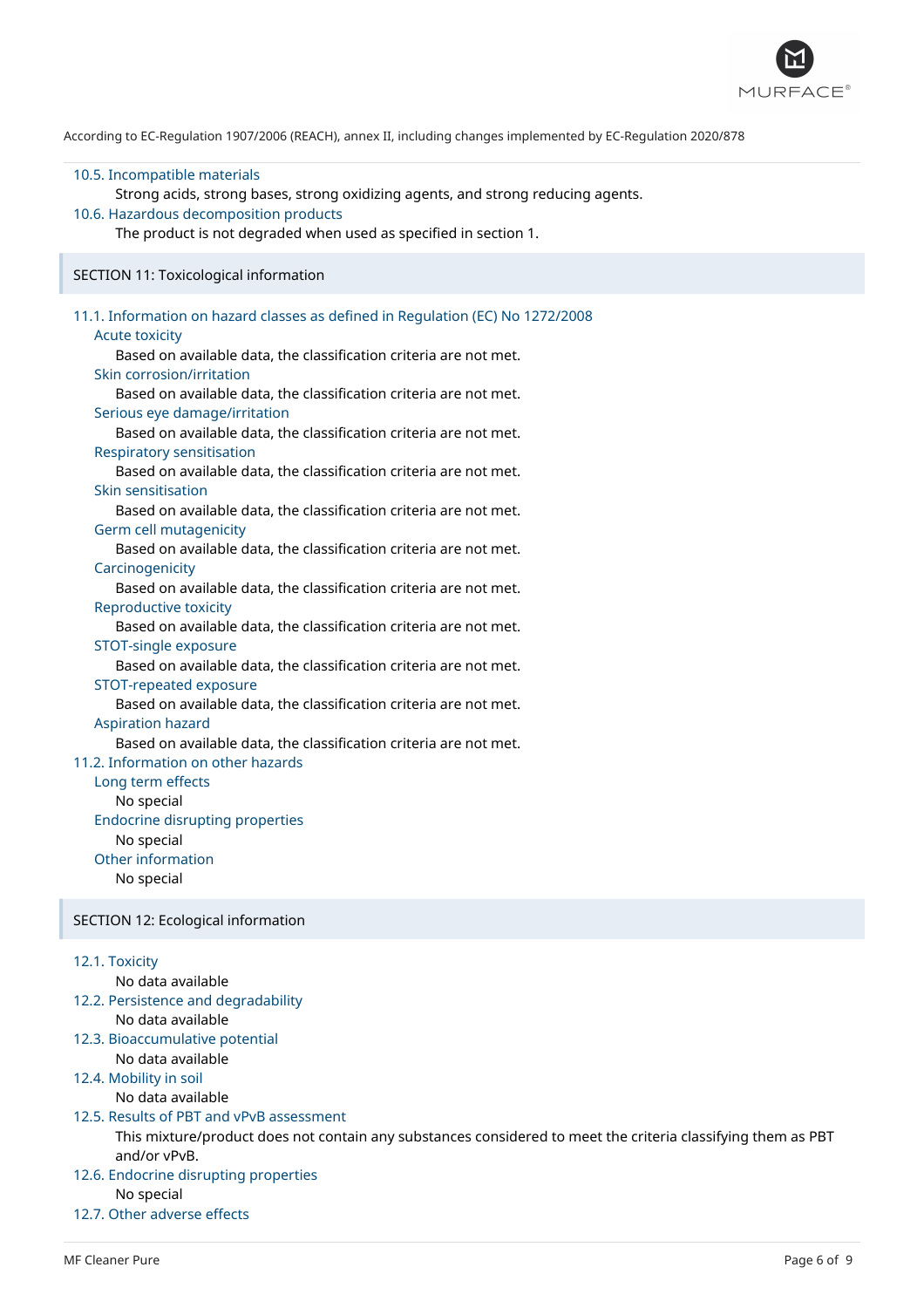10.5. Incompatible materials

Strong acids, strong bases, strong oxidizing agents, and strong reducing agents.

10.6. Hazardous decomposition products

The product is not degraded when used as specified in section 1.

## SECTION 11: Toxicological information

### 11.1. Information on hazard classes as defined in Regulation (EC) No 1272/2008

**Acute toxicity**

Based on available data, the classification criteria are not met.

**Skin corrosion/irritation**

Based on available data, the classification criteria are not met.

**Serious eye damage/irritation**

Based on available data, the classification criteria are not met.

**Respiratory sensitisation**

Based on available data, the classification criteria are not met.

**Skin sensitisation**

Based on available data, the classification criteria are not met.

**Germ cell mutagenicity**

Based on available data, the classification criteria are not met.

**Carcinogenicity**

Based on available data, the classification criteria are not met.

**Reproductive toxicity**

Based on available data, the classification criteria are not met.

**STOT-single exposure**

Based on available data, the classification criteria are not met.

**STOT-repeated exposure**

Based on available data, the classification criteria are not met.

**Aspiration hazard**

Based on available data, the classification criteria are not met.

### 11.2. Information on other hazards

**Long term effects**

No special

**Endocrine disrupting properties**

No special

**Other information**

No special

## SECTION 12: Ecological information

### 12.1. Toxicity

No data available

### 12.2. Persistence and degradability

No data available

### 12.3. Bioaccumulative potential

No data available

### 12.4. Mobility in soil

No data available

### 12.5. Results of PBT and vPvB assessment

This mixture/product does not contain any substances considered to meet the criteria classifying them as PBT and/or vPvB.

### 12.6. Endocrine disrupting properties

No special

### 12.7. Other adverse effects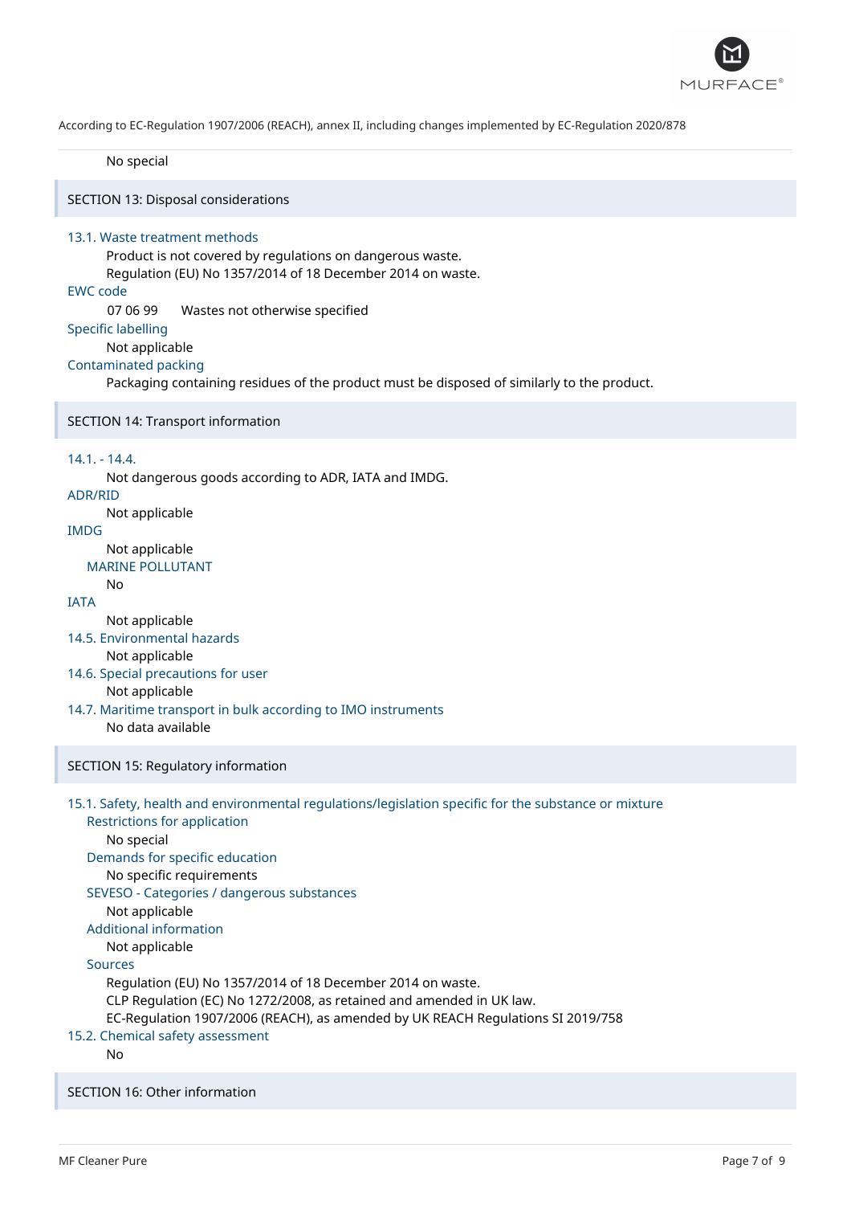No special

## SECTION 13: Disposal considerations

### 13.1. Waste treatment methods

Product is not covered by regulations on dangerous waste.
Regulation (EU) No 1357/2014 of 18 December 2014 on waste.

**EWC code**

07 06 99 Wastes not otherwise specified

**Specific labelling**

Not applicable

**Contaminated packing**

Packaging containing residues of the product must be disposed of similarly to the product.

## SECTION 14: Transport information

### 14.1. - 14.4.

Not dangerous goods according to ADR, IATA and IMDG.

**ADR/RID**

Not applicable

**IMDG**

Not applicable

**MARINE POLLUTANT**

No

**IATA**

Not applicable

### 14.5. Environmental hazards

Not applicable

### 14.6. Special precautions for user

Not applicable

### 14.7. Maritime transport in bulk according to IMO instruments

No data available

## SECTION 15: Regulatory information

### 15.1. Safety, health and environmental regulations/legislation specific for the substance or mixture

**Restrictions for application**

No special

**Demands for specific education**

No specific requirements

**SEVESO - Categories / dangerous substances**

Not applicable

**Additional information**

Not applicable

**Sources**

Regulation (EU) No 1357/2014 of 18 December 2014 on waste.
CLP Regulation (EC) No 1272/2008, as retained and amended in UK law.
EC-Regulation 1907/2006 (REACH), as amended by UK REACH Regulations SI 2019/758

### 15.2. Chemical safety assessment

No

## SECTION 16: Other information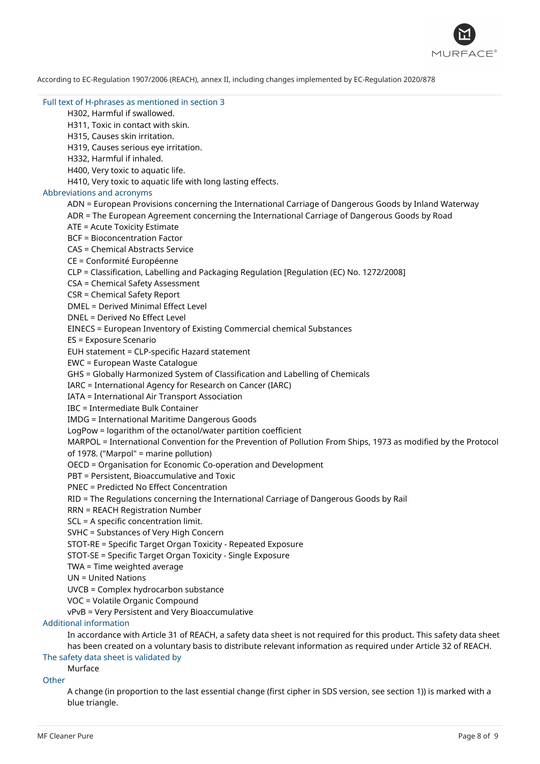According to EC-Regulation 1907/2006 (REACH), annex II, including changes implemented by EC-Regulation 2020/878

### Full text of H-phrases as mentioned in section 3

H302, Harmful if swallowed.
H311, Toxic in contact with skin.
H315, Causes skin irritation.
H319, Causes serious eye irritation.
H332, Harmful if inhaled.
H400, Very toxic to aquatic life.
H410, Very toxic to aquatic life with long lasting effects.

### Abbreviations and acronyms

ADN = European Provisions concerning the International Carriage of Dangerous Goods by Inland Waterway
ADR = The European Agreement concerning the International Carriage of Dangerous Goods by Road
ATE = Acute Toxicity Estimate
BCF = Bioconcentration Factor
CAS = Chemical Abstracts Service
CE = Conformité Européenne
CLP = Classification, Labelling and Packaging Regulation [Regulation (EC) No. 1272/2008]
CSA = Chemical Safety Assessment
CSR = Chemical Safety Report
DMEL = Derived Minimal Effect Level
DNEL = Derived No Effect Level
EINECS = European Inventory of Existing Commercial chemical Substances
ES = Exposure Scenario
EUH statement = CLP-specific Hazard statement
EWC = European Waste Catalogue
GHS = Globally Harmonized System of Classification and Labelling of Chemicals
IARC = International Agency for Research on Cancer (IARC)
IATA = International Air Transport Association
IBC = Intermediate Bulk Container
IMDG = International Maritime Dangerous Goods
LogPow = logarithm of the octanol/water partition coefficient
MARPOL = International Convention for the Prevention of Pollution From Ships, 1973 as modified by the Protocol of 1978. ("Marpol" = marine pollution)
OECD = Organisation for Economic Co-operation and Development
PBT = Persistent, Bioaccumulative and Toxic
PNEC = Predicted No Effect Concentration
RID = The Regulations concerning the International Carriage of Dangerous Goods by Rail
RRN = REACH Registration Number
SCL = A specific concentration limit.
SVHC = Substances of Very High Concern
STOT-RE = Specific Target Organ Toxicity - Repeated Exposure
STOT-SE = Specific Target Organ Toxicity - Single Exposure
TWA = Time weighted average
UN = United Nations
UVCB = Complex hydrocarbon substance
VOC = Volatile Organic Compound
vPvB = Very Persistent and Very Bioaccumulative

### Additional information

In accordance with Article 31 of REACH, a safety data sheet is not required for this product. This safety data sheet has been created on a voluntary basis to distribute relevant information as required under Article 32 of REACH.

### The safety data sheet is validated by

Murface

### Other

A change (in proportion to the last essential change (first cipher in SDS version, see section 1)) is marked with a blue triangle.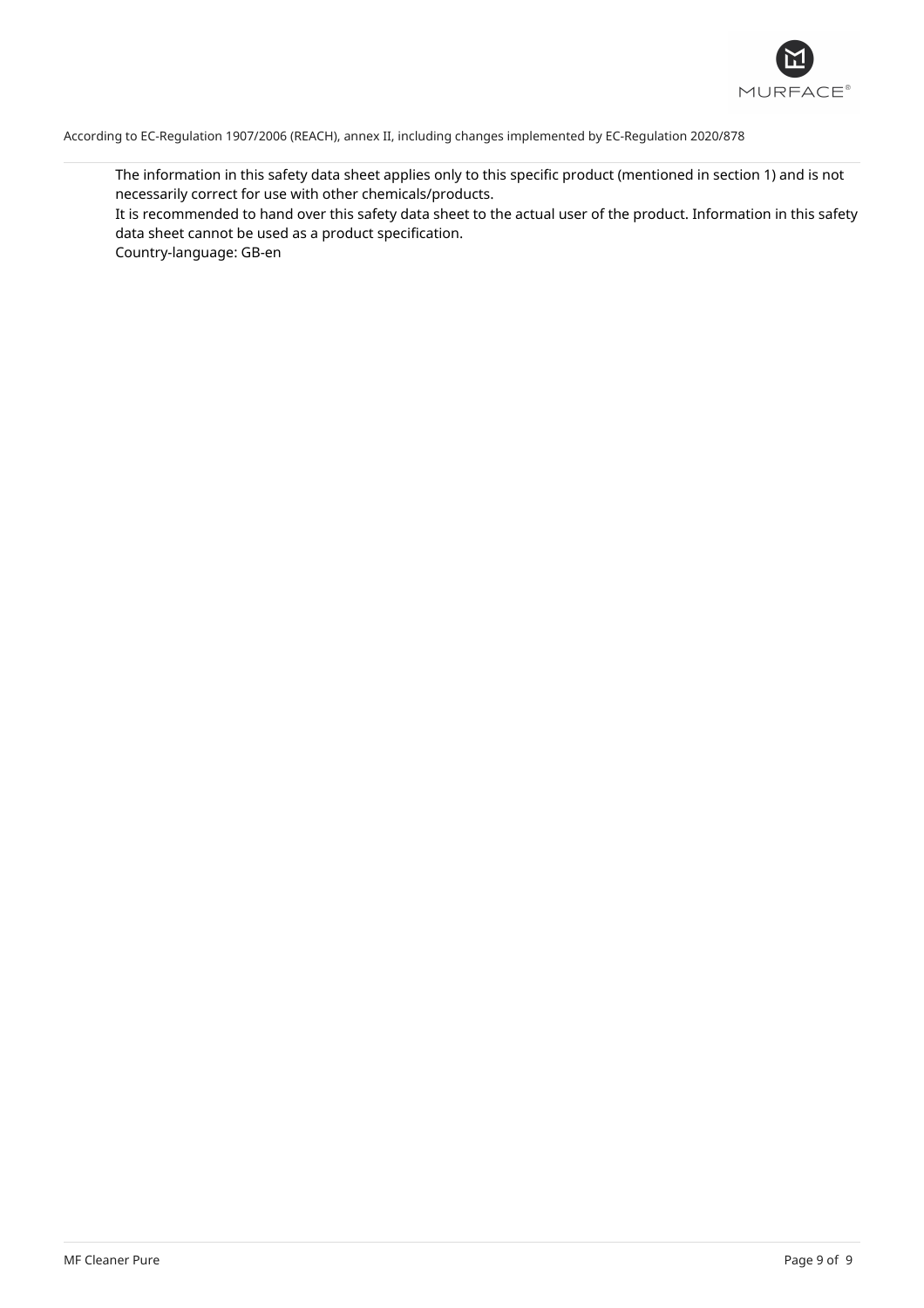The information in this safety data sheet applies only to this specific product (mentioned in section 1) and is not necessarily correct for use with other chemicals/products.

It is recommended to hand over this safety data sheet to the actual user of the product. Information in this safety data sheet cannot be used as a product specification.

Country-language: GB-en